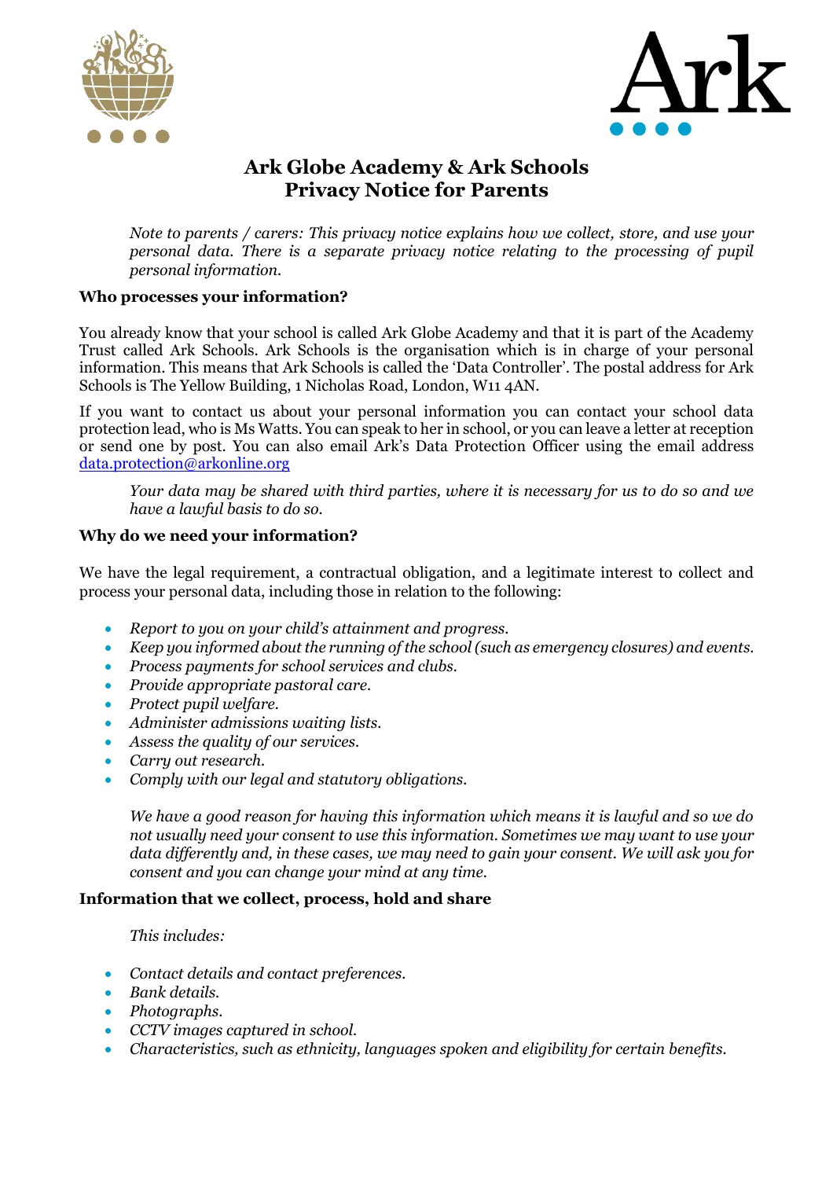# Ark Globe Academy & Ark Schools Privacy Notice for Parents

*Note to parents / carers: This privacy notice explains how we collect, store, and use your personal data. There is a separate privacy notice relating to the processing of pupil personal information.*

**Who processes your information?**

You already know that your school is called Ark Globe Academy and that it is part of the Academy Trust called Ark Schools. Ark Schools is the organisation which is in charge of your personal information. This means that Ark Schools is called the 'Data Controller'. The postal address for Ark Schools is The Yellow Building, 1 Nicholas Road, London, W11 4AN.

If you want to contact us about your personal information you can contact your school data protection lead, who is Ms Watts. You can speak to her in school, or you can leave a letter at reception or send one by post. You can also email Ark's Data Protection Officer using the email address data.protection@arkonline.org

*Your data may be shared with third parties, where it is necessary for us to do so and we have a lawful basis to do so.*

**Why do we need your information?**

We have the legal requirement, a contractual obligation, and a legitimate interest to collect and process your personal data, including those in relation to the following:

- *Report to you on your child's attainment and progress.*
- *Keep you informed about the running of the school (such as emergency closures) and events.*
- *Process payments for school services and clubs.*
- *Provide appropriate pastoral care.*
- *Protect pupil welfare.*
- *Administer admissions waiting lists.*
- *Assess the quality of our services.*
- *Carry out research.*
- *Comply with our legal and statutory obligations.*

*We have a good reason for having this information which means it is lawful and so we do not usually need your consent to use this information. Sometimes we may want to use your data differently and, in these cases, we may need to gain your consent. We will ask you for consent and you can change your mind at any time.*

**Information that we collect, process, hold and share**

*This includes:*

- *Contact details and contact preferences.*
- *Bank details.*
- *Photographs.*
- *CCTV images captured in school.*
- *Characteristics, such as ethnicity, languages spoken and eligibility for certain benefits.*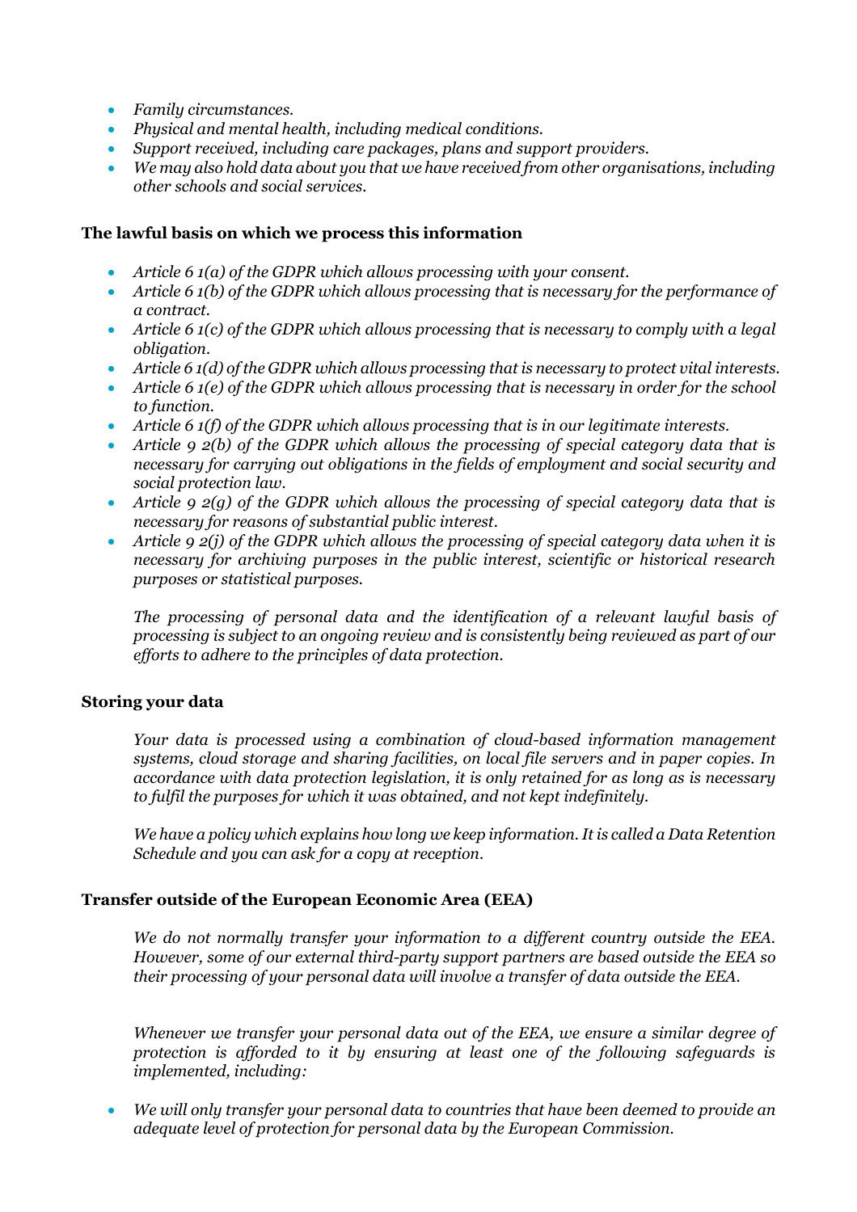- *Family circumstances.*
- *Physical and mental health, including medical conditions.*
- *Support received, including care packages, plans and support providers.*
- *We may also hold data about you that we have received from other organisations, including other schools and social services.*

**The lawful basis on which we process this information**

- *Article 6 1(a) of the GDPR which allows processing with your consent.*
- *Article 6 1(b) of the GDPR which allows processing that is necessary for the performance of a contract.*
- *Article 6 1(c) of the GDPR which allows processing that is necessary to comply with a legal obligation.*
- *Article 6 1(d) of the GDPR which allows processing that is necessary to protect vital interests.*
- *Article 6 1(e) of the GDPR which allows processing that is necessary in order for the school to function.*
- *Article 6 1(f) of the GDPR which allows processing that is in our legitimate interests.*
- *Article 9 2(b) of the GDPR which allows the processing of special category data that is necessary for carrying out obligations in the fields of employment and social security and social protection law.*
- *Article 9 2(g) of the GDPR which allows the processing of special category data that is necessary for reasons of substantial public interest.*
- *Article 9 2(j) of the GDPR which allows the processing of special category data when it is necessary for archiving purposes in the public interest, scientific or historical research purposes or statistical purposes.*

*The processing of personal data and the identification of a relevant lawful basis of processing is subject to an ongoing review and is consistently being reviewed as part of our efforts to adhere to the principles of data protection.*

**Storing your data**

*Your data is processed using a combination of cloud-based information management systems, cloud storage and sharing facilities, on local file servers and in paper copies. In accordance with data protection legislation, it is only retained for as long as is necessary to fulfil the purposes for which it was obtained, and not kept indefinitely.*

*We have a policy which explains how long we keep information. It is called a Data Retention Schedule and you can ask for a copy at reception.*

**Transfer outside of the European Economic Area (EEA)**

*We do not normally transfer your information to a different country outside the EEA. However, some of our external third-party support partners are based outside the EEA so their processing of your personal data will involve a transfer of data outside the EEA.*

*Whenever we transfer your personal data out of the EEA, we ensure a similar degree of protection is afforded to it by ensuring at least one of the following safeguards is implemented, including:*

- *We will only transfer your personal data to countries that have been deemed to provide an adequate level of protection for personal data by the European Commission.*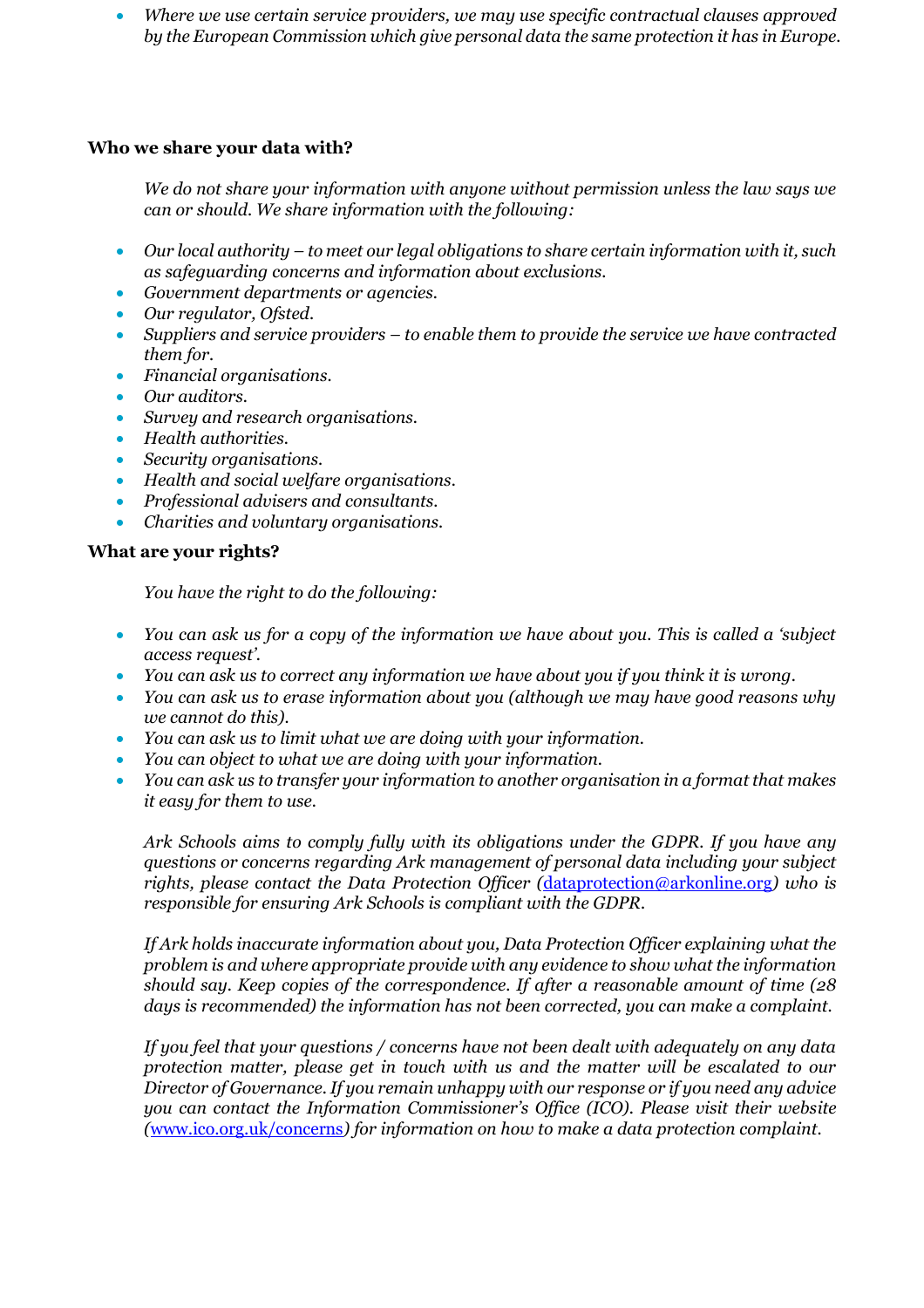- *Where we use certain service providers, we may use specific contractual clauses approved by the European Commission which give personal data the same protection it has in Europe.*

**Who we share your data with?**

*We do not share your information with anyone without permission unless the law says we can or should. We share information with the following:*

- *Our local authority – to meet our legal obligations to share certain information with it, such as safeguarding concerns and information about exclusions.*
- *Government departments or agencies.*
- *Our regulator, Ofsted.*
- *Suppliers and service providers – to enable them to provide the service we have contracted them for.*
- *Financial organisations.*
- *Our auditors.*
- *Survey and research organisations.*
- *Health authorities.*
- *Security organisations.*
- *Health and social welfare organisations.*
- *Professional advisers and consultants.*
- *Charities and voluntary organisations.*

**What are your rights?**

*You have the right to do the following:*

- *You can ask us for a copy of the information we have about you. This is called a 'subject access request'.*
- *You can ask us to correct any information we have about you if you think it is wrong.*
- *You can ask us to erase information about you (although we may have good reasons why we cannot do this).*
- *You can ask us to limit what we are doing with your information.*
- *You can object to what we are doing with your information.*
- *You can ask us to transfer your information to another organisation in a format that makes it easy for them to use.*

*Ark Schools aims to comply fully with its obligations under the GDPR. If you have any questions or concerns regarding Ark management of personal data including your subject rights, please contact the Data Protection Officer (*dataprotection@arkonline.org*) who is responsible for ensuring Ark Schools is compliant with the GDPR.*

*If Ark holds inaccurate information about you, Data Protection Officer explaining what the problem is and where appropriate provide with any evidence to show what the information should say. Keep copies of the correspondence. If after a reasonable amount of time (28 days is recommended) the information has not been corrected, you can make a complaint.*

*If you feel that your questions / concerns have not been dealt with adequately on any data protection matter, please get in touch with us and the matter will be escalated to our Director of Governance. If you remain unhappy with our response or if you need any advice you can contact the Information Commissioner's Office (ICO). Please visit their website (*www.ico.org.uk/concerns*) for information on how to make a data protection complaint.*